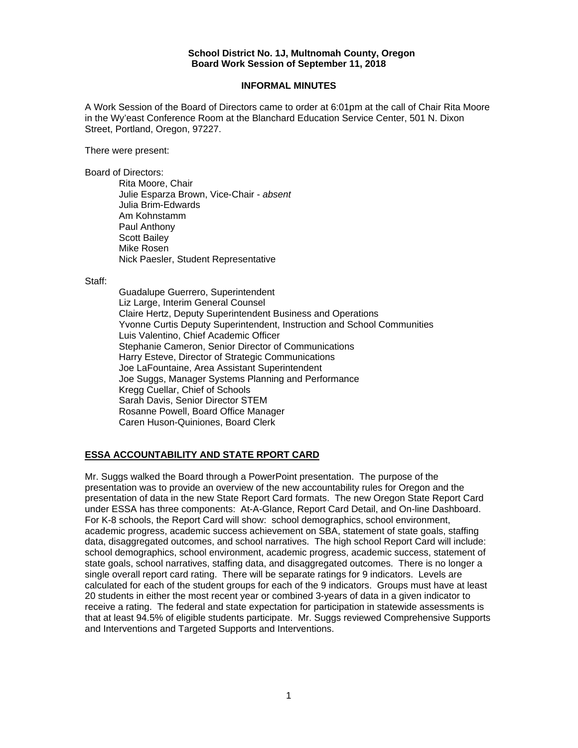**School District No. 1J, Multnomah County, Oregon**
**Board Work Session of September 11, 2018**

**INFORMAL MINUTES**

A Work Session of the Board of Directors came to order at 6:01pm at the call of Chair Rita Moore in the Wy'east Conference Room at the Blanchard Education Service Center, 501 N. Dixon Street, Portland, Oregon, 97227.

There were present:

Board of Directors:

- Rita Moore, Chair
- Julie Esparza Brown, Vice-Chair - *absent*
- Julia Brim-Edwards
- Am Kohnstamm
- Paul Anthony
- Scott Bailey
- Mike Rosen
- Nick Paesler, Student Representative

Staff:

- Guadalupe Guerrero, Superintendent
- Liz Large, Interim General Counsel
- Claire Hertz, Deputy Superintendent Business and Operations
- Yvonne Curtis Deputy Superintendent, Instruction and School Communities
- Luis Valentino, Chief Academic Officer
- Stephanie Cameron, Senior Director of Communications
- Harry Esteve, Director of Strategic Communications
- Joe LaFountaine, Area Assistant Superintendent
- Joe Suggs, Manager Systems Planning and Performance
- Kregg Cuellar, Chief of Schools
- Sarah Davis, Senior Director STEM
- Rosanne Powell, Board Office Manager
- Caren Huson-Quiniones, Board Clerk

## ESSA ACCOUNTABILITY AND STATE RPORT CARD

Mr. Suggs walked the Board through a PowerPoint presentation. The purpose of the presentation was to provide an overview of the new accountability rules for Oregon and the presentation of data in the new State Report Card formats. The new Oregon State Report Card under ESSA has three components: At-A-Glance, Report Card Detail, and On-line Dashboard. For K-8 schools, the Report Card will show: school demographics, school environment, academic progress, academic success achievement on SBA, statement of state goals, staffing data, disaggregated outcomes, and school narratives. The high school Report Card will include: school demographics, school environment, academic progress, academic success, statement of state goals, school narratives, staffing data, and disaggregated outcomes. There is no longer a single overall report card rating. There will be separate ratings for 9 indicators. Levels are calculated for each of the student groups for each of the 9 indicators. Groups must have at least 20 students in either the most recent year or combined 3-years of data in a given indicator to receive a rating. The federal and state expectation for participation in statewide assessments is that at least 94.5% of eligible students participate. Mr. Suggs reviewed Comprehensive Supports and Interventions and Targeted Supports and Interventions.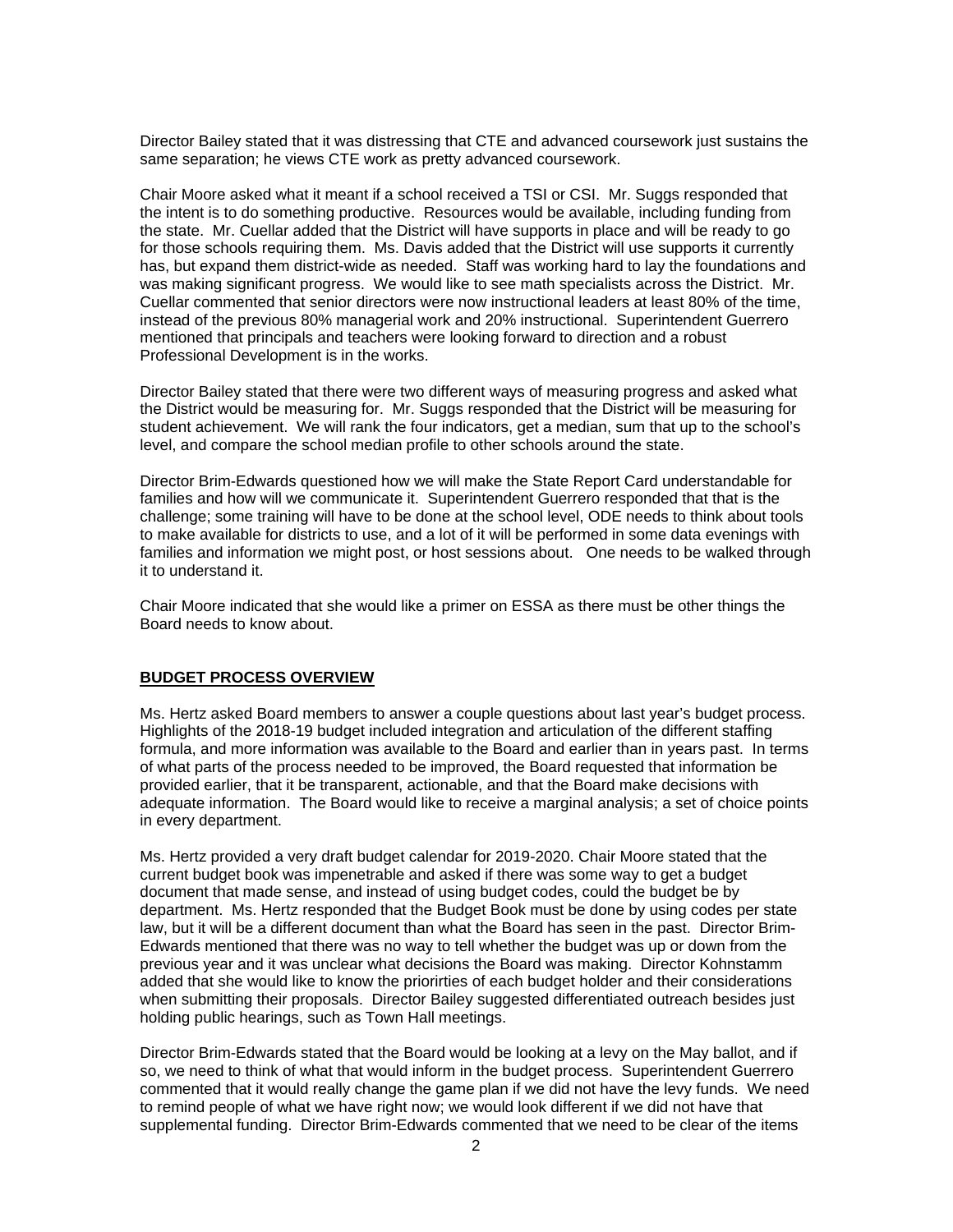Director Bailey stated that it was distressing that CTE and advanced coursework just sustains the same separation; he views CTE work as pretty advanced coursework.

Chair Moore asked what it meant if a school received a TSI or CSI. Mr. Suggs responded that the intent is to do something productive. Resources would be available, including funding from the state. Mr. Cuellar added that the District will have supports in place and will be ready to go for those schools requiring them. Ms. Davis added that the District will use supports it currently has, but expand them district-wide as needed. Staff was working hard to lay the foundations and was making significant progress. We would like to see math specialists across the District. Mr. Cuellar commented that senior directors were now instructional leaders at least 80% of the time, instead of the previous 80% managerial work and 20% instructional. Superintendent Guerrero mentioned that principals and teachers were looking forward to direction and a robust Professional Development is in the works.

Director Bailey stated that there were two different ways of measuring progress and asked what the District would be measuring for. Mr. Suggs responded that the District will be measuring for student achievement. We will rank the four indicators, get a median, sum that up to the school's level, and compare the school median profile to other schools around the state.

Director Brim-Edwards questioned how we will make the State Report Card understandable for families and how will we communicate it. Superintendent Guerrero responded that that is the challenge; some training will have to be done at the school level, ODE needs to think about tools to make available for districts to use, and a lot of it will be performed in some data evenings with families and information we might post, or host sessions about. One needs to be walked through it to understand it.

Chair Moore indicated that she would like a primer on ESSA as there must be other things the Board needs to know about.

## BUDGET PROCESS OVERVIEW

Ms. Hertz asked Board members to answer a couple questions about last year's budget process. Highlights of the 2018-19 budget included integration and articulation of the different staffing formula, and more information was available to the Board and earlier than in years past. In terms of what parts of the process needed to be improved, the Board requested that information be provided earlier, that it be transparent, actionable, and that the Board make decisions with adequate information. The Board would like to receive a marginal analysis; a set of choice points in every department.

Ms. Hertz provided a very draft budget calendar for 2019-2020. Chair Moore stated that the current budget book was impenetrable and asked if there was some way to get a budget document that made sense, and instead of using budget codes, could the budget be by department. Ms. Hertz responded that the Budget Book must be done by using codes per state law, but it will be a different document than what the Board has seen in the past. Director Brim-Edwards mentioned that there was no way to tell whether the budget was up or down from the previous year and it was unclear what decisions the Board was making. Director Kohnstamm added that she would like to know the priorirties of each budget holder and their considerations when submitting their proposals. Director Bailey suggested differentiated outreach besides just holding public hearings, such as Town Hall meetings.

Director Brim-Edwards stated that the Board would be looking at a levy on the May ballot, and if so, we need to think of what that would inform in the budget process. Superintendent Guerrero commented that it would really change the game plan if we did not have the levy funds. We need to remind people of what we have right now; we would look different if we did not have that supplemental funding. Director Brim-Edwards commented that we need to be clear of the items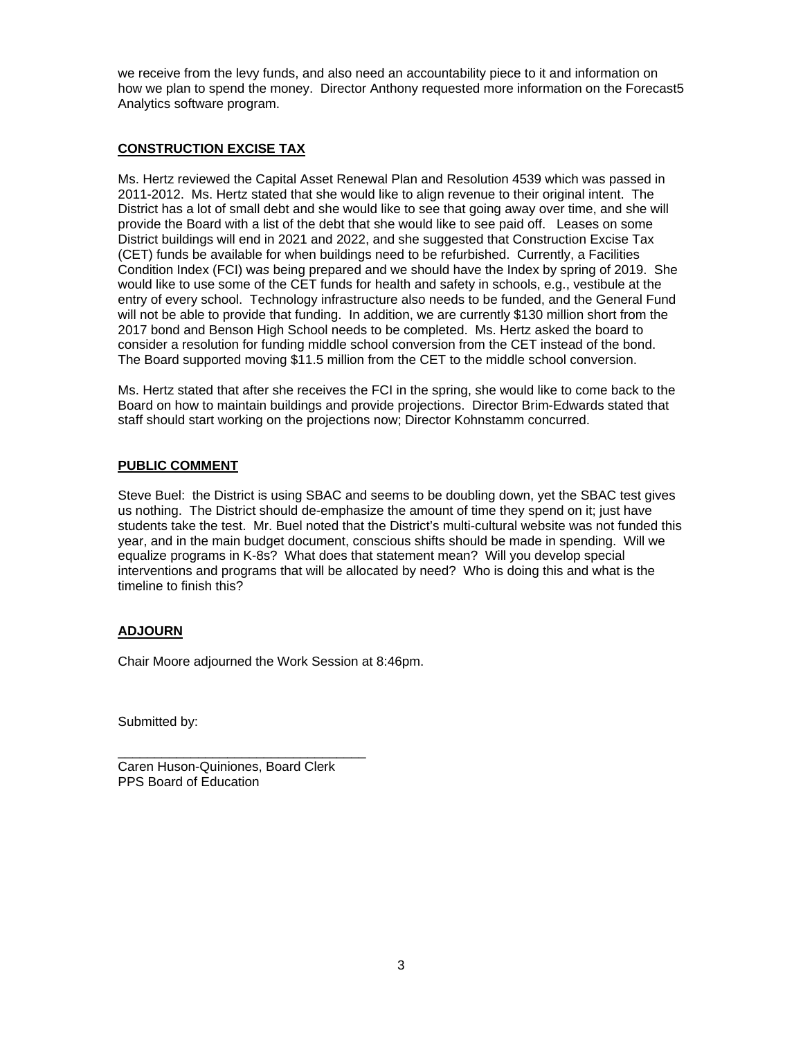we receive from the levy funds, and also need an accountability piece to it and information on how we plan to spend the money. Director Anthony requested more information on the Forecast5 Analytics software program.

**CONSTRUCTION EXCISE TAX**

Ms. Hertz reviewed the Capital Asset Renewal Plan and Resolution 4539 which was passed in 2011-2012. Ms. Hertz stated that she would like to align revenue to their original intent. The District has a lot of small debt and she would like to see that going away over time, and she will provide the Board with a list of the debt that she would like to see paid off. Leases on some District buildings will end in 2021 and 2022, and she suggested that Construction Excise Tax (CET) funds be available for when buildings need to be refurbished. Currently, a Facilities Condition Index (FCI) w*as* being prepared and we should have the Index by spring of 2019. She would like to use some of the CET funds for health and safety in schools, e.g., vestibule at the entry of every school. Technology infrastructure also needs to be funded, and the General Fund will not be able to provide that funding. In addition, we are currently $130 million short from the 2017 bond and Benson High School needs to be completed. Ms. Hertz asked the board to consider a resolution for funding middle school conversion from the CET instead of the bond. The Board supported moving $11.5 million from the CET to the middle school conversion.

Ms. Hertz stated that after she receives the FCI in the spring, she would like to come back to the Board on how to maintain buildings and provide projections. Director Brim-Edwards stated that staff should start working on the projections now; Director Kohnstamm concurred.

**PUBLIC COMMENT**

Steve Buel: the District is using SBAC and seems to be doubling down, yet the SBAC test gives us nothing. The District should de-emphasize the amount of time they spend on it; just have students take the test. Mr. Buel noted that the District's multi-cultural website was not funded this year, and in the main budget document, conscious shifts should be made in spending. Will we equalize programs in K-8s? What does that statement mean? Will you develop special interventions and programs that will be allocated by need? Who is doing this and what is the timeline to finish this?

**ADJOURN**

Chair Moore adjourned the Work Session at 8:46pm.

Submitted by:

\_\_\_\_\_\_\_\_\_\_\_\_\_\_\_\_\_\_\_\_\_\_\_\_\_\_\_\_\_\_\_\_\_\_
Caren Huson-Quiniones, Board Clerk
PPS Board of Education